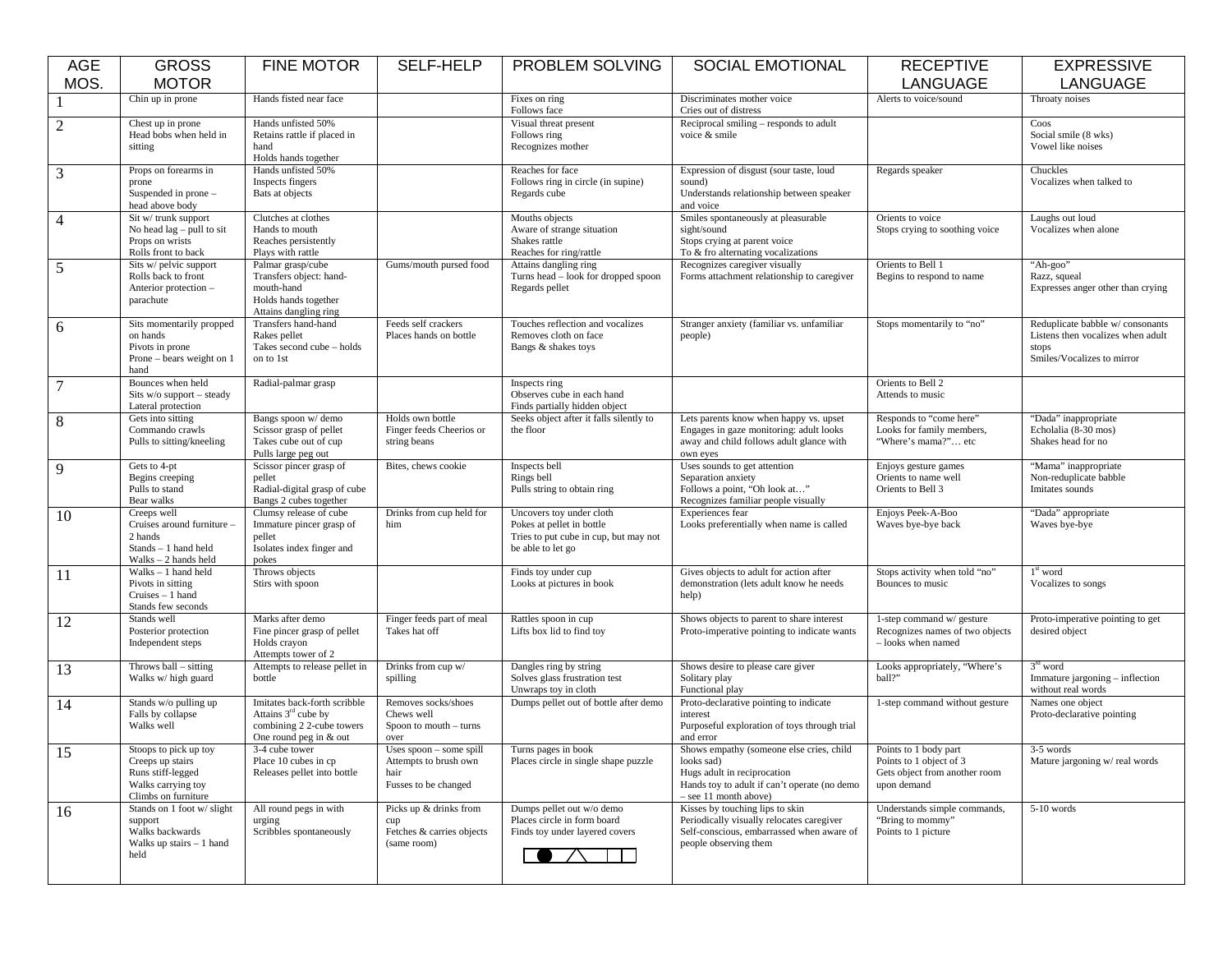| AGE MOS. | GROSS MOTOR | FINE MOTOR | SELF-HELP | PROBLEM SOLVING | SOCIAL EMOTIONAL | RECEPTIVE LANGUAGE | EXPRESSIVE LANGUAGE |
|---|---|---|---|---|---|---|---|
| 1 | Chin up in prone | Hands fisted near face | | Fixes on ring<br>Follows face | Discriminates mother voice<br>Cries out of distress | Alerts to voice/sound | Throaty noises |
| 2 | Chest up in prone<br>Head bobs when held in sitting | Hands unfisted 50%<br>Retains rattle if placed in hand<br>Holds hands together | | Visual threat present<br>Follows ring<br>Recognizes mother | Reciprocal smiling – responds to adult voice & smile | | Coos<br>Social smile (8 wks)<br>Vowel like noises |
| 3 | Props on forearms in prone<br>Suspended in prone – head above body | Hands unfisted 50%<br>Inspects fingers<br>Bats at objects | | Reaches for face<br>Follows ring in circle (in supine)<br>Regards cube | Expression of disgust (sour taste, loud sound)<br>Understands relationship between speaker and voice | Regards speaker | Chuckles<br>Vocalizes when talked to |
| 4 | Sit w/ trunk support<br>No head lag – pull to sit<br>Props on wrists<br>Rolls front to back | Clutches at clothes<br>Hands to mouth<br>Reaches persistently<br>Plays with rattle | | Mouths objects<br>Aware of strange situation<br>Shakes rattle<br>Reaches for ring/rattle | Smiles spontaneously at pleasurable sight/sound<br>Stops crying at parent voice<br>To & fro alternating vocalizations | Orients to voice<br>Stops crying to soothing voice | Laughs out loud<br>Vocalizes when alone |
| 5 | Sits w/ pelvic support<br>Rolls back to front<br>Anterior protection – parachute | Palmar grasp/cube<br>Transfers object: hand-mouth-hand<br>Holds hands together<br>Attains dangling ring | Gums/mouth pursed food | Attains dangling ring<br>Turns head – look for dropped spoon<br>Regards pellet | Recognizes caregiver visually<br>Forms attachment relationship to caregiver | Orients to Bell 1<br>Begins to respond to name | "Ah-goo"<br>Razz, squeal<br>Expresses anger other than crying |
| 6 | Sits momentarily propped on hands<br>Pivots in prone<br>Prone – bears weight on 1 hand | Transfers hand-hand<br>Rakes pellet<br>Takes second cube – holds on to 1st | Feeds self crackers<br>Places hands on bottle | Touches reflection and vocalizes<br>Removes cloth on face<br>Bangs & shakes toys | Stranger anxiety (familiar vs. unfamiliar people) | Stops momentarily to "no" | Reduplicate babble w/ consonants<br>Listens then vocalizes when adult stops<br>Smiles/Vocalizes to mirror |
| 7 | Bounces when held<br>Sits w/o support – steady<br>Lateral protection | Radial-palmar grasp | | Inspects ring<br>Observes cube in each hand<br>Finds partially hidden object | | Orients to Bell 2<br>Attends to music | |
| 8 | Gets into sitting<br>Commando crawls<br>Pulls to sitting/kneeling | Bangs spoon w/ demo<br>Scissor grasp of pellet<br>Takes cube out of cup<br>Pulls large peg out | Holds own bottle<br>Finger feeds Cheerios or string beans | Seeks object after it falls silently to the floor | Lets parents know when happy vs. upset<br>Engages in gaze monitoring: adult looks away and child follows adult glance with own eyes | Responds to "come here"<br>Looks for family members, "Where's mama?"… etc | "Dada" inappropriate<br>Echolalia (8-30 mos)<br>Shakes head for no |
| 9 | Gets to 4-pt<br>Begins creeping<br>Pulls to stand<br>Bear walks | Scissor pincer grasp of pellet<br>Radial-digital grasp of cube<br>Bangs 2 cubes together | Bites, chews cookie | Inspects bell<br>Rings bell<br>Pulls string to obtain ring | Uses sounds to get attention<br>Separation anxiety<br>Follows a point, "Oh look at…"<br>Recognizes familiar people visually | Enjoys gesture games<br>Orients to name well<br>Orients to Bell 3 | "Mama" inappropriate<br>Non-reduplicate babble<br>Imitates sounds |
| 10 | Creeps well<br>Cruises around furniture – 2 hands<br>Stands – 1 hand held<br>Walks – 2 hands held | Clumsy release of cube<br>Immature pincer grasp of pellet<br>Isolates index finger and pokes | Drinks from cup held for him | Uncovers toy under cloth<br>Pokes at pellet in bottle<br>Tries to put cube in cup, but may not be able to let go | Experiences fear<br>Looks preferentially when name is called | Enjoys Peek-A-Boo<br>Waves bye-bye back | "Dada" appropriate<br>Waves bye-bye |
| 11 | Walks – 1 hand held<br>Pivots in sitting<br>Cruises – 1 hand<br>Stands few seconds | Throws objects<br>Stirs with spoon | | Finds toy under cup<br>Looks at pictures in book | Gives objects to adult for action after demonstration (lets adult know he needs help) | Stops activity when told "no"<br>Bounces to music | 1st word<br>Vocalizes to songs |
| 12 | Stands well<br>Posterior protection<br>Independent steps | Marks after demo<br>Fine pincer grasp of pellet<br>Holds crayon<br>Attempts tower of 2 | Finger feeds part of meal<br>Takes hat off | Rattles spoon in cup<br>Lifts box lid to find toy | Shows objects to parent to share interest<br>Proto-imperative pointing to indicate wants | 1-step command w/ gesture<br>Recognizes names of two objects – looks when named | Proto-imperative pointing to get desired object |
| 13 | Throws ball – sitting<br>Walks w/ high guard | Attempts to release pellet in bottle | Drinks from cup w/ spilling | Dangles ring by string<br>Solves glass frustration test<br>Unwraps toy in cloth | Shows desire to please care giver<br>Solitary play<br>Functional play | Looks appropriately, "Where's ball?" | 3rd word<br>Immature jargoning – inflection without real words |
| 14 | Stands w/o pulling up<br>Falls by collapse<br>Walks well | Imitates back-forth scribble<br>Attains 3rd cube by combining 2 2-cube towers<br>One round peg in & out | Removes socks/shoes<br>Chews well<br>Spoon to mouth – turns over | Dumps pellet out of bottle after demo | Proto-declarative pointing to indicate interest<br>Purposeful exploration of toys through trial and error | 1-step command without gesture | Names one object<br>Proto-declarative pointing |
| 15 | Stoops to pick up toy<br>Creeps up stairs<br>Runs stiff-legged<br>Walks carrying toy<br>Climbs on furniture | 3-4 cube tower<br>Place 10 cubes in cp<br>Releases pellet into bottle | Uses spoon – some spill<br>Attempts to brush own hair<br>Fusses to be changed | Turns pages in book<br>Places circle in single shape puzzle | Shows empathy (someone else cries, child looks sad)<br>Hugs adult in reciprocation<br>Hands toy to adult if can't operate (no demo – see 11 month above) | Points to 1 body part<br>Points to 1 object of 3<br>Gets object from another room upon demand | 3-5 words<br>Mature jargoning w/ real words |
| 16 | Stands on 1 foot w/ slight support<br>Walks backwards<br>Walks up stairs – 1 hand held | All round pegs in with urging<br>Scribbles spontaneously | Picks up & drinks from cup<br>Fetches & carries objects (same room) | Dumps pellet out w/o demo<br>Places circle in form board<br>Finds toy under layered covers | Kisses by touching lips to skin<br>Periodically visually relocates caregiver<br>Self-conscious, embarrassed when aware of people observing them | Understands simple commands, "Bring to mommy"<br>Points to 1 picture | 5-10 words |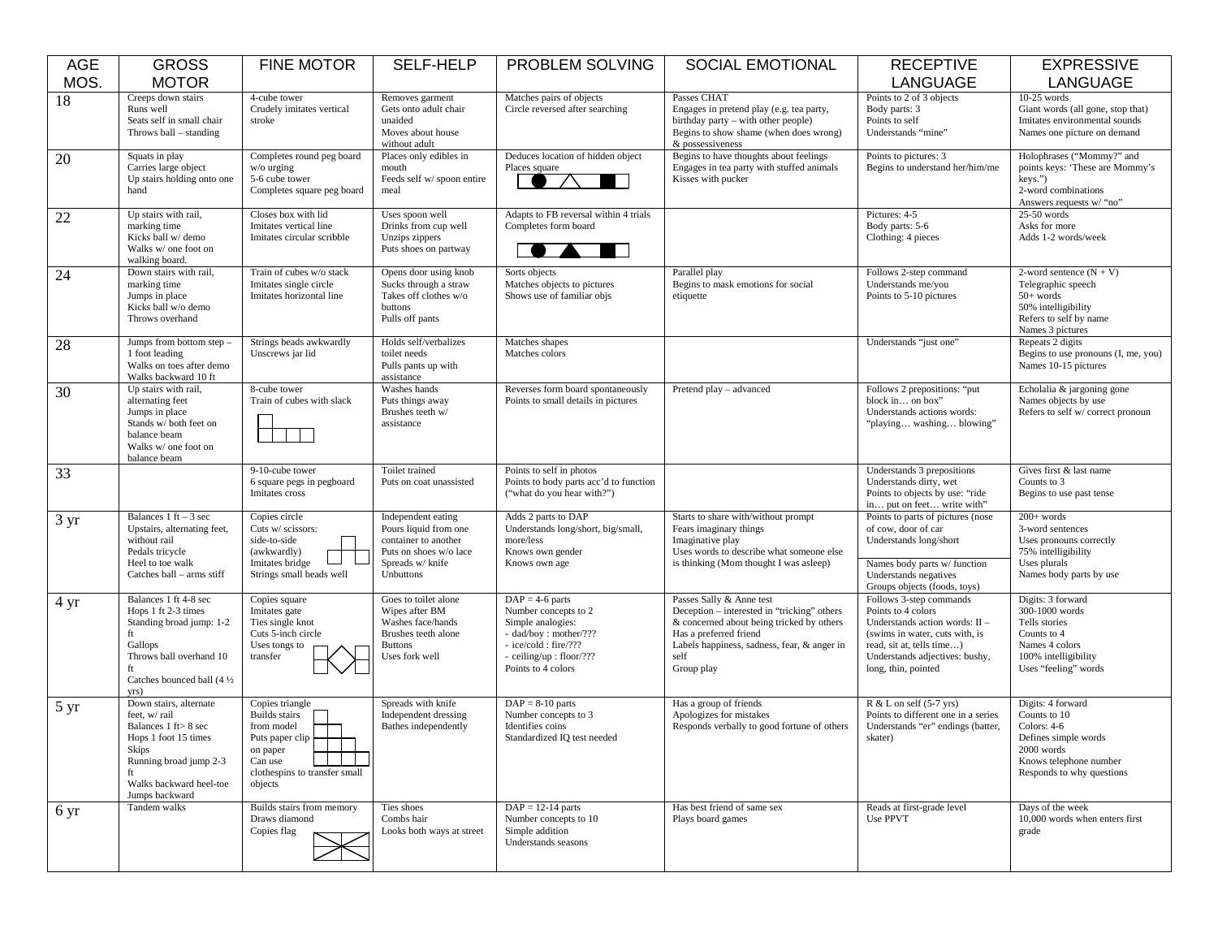| AGE MOS. | GROSS MOTOR | FINE MOTOR | SELF-HELP | PROBLEM SOLVING | SOCIAL EMOTIONAL | RECEPTIVE LANGUAGE | EXPRESSIVE LANGUAGE |
|---|---|---|---|---|---|---|---|
| 18 | Creeps down stairs<br>Runs well<br>Seats self in small chair<br>Throws ball – standing | 4-cube tower<br>Crudely imitates vertical stroke | Removes garment<br>Gets onto adult chair unaided<br>Moves about house without adult | Matches pairs of objects<br>Circle reversed after searching | Passes CHAT<br>Engages in pretend play (e.g. tea party, birthday party – with other people)<br>Begins to show shame (when does wrong) & possessiveness | Points to 2 of 3 objects<br>Body parts: 3<br>Points to self<br>Understands "mine" | 10-25 words<br>Giant words (all gone, stop that)<br>Imitates environmental sounds<br>Names one picture on demand |
| 20 | Squats in play<br>Carries large object<br>Up stairs holding onto one hand | Completes round peg board w/o urging<br>5-6 cube tower<br>Completes square peg board | Places only edibles in mouth<br>Feeds self w/ spoon entire meal | Deduces location of hidden object<br>Places square | Begins to have thoughts about feelings<br>Engages in tea party with stuffed animals<br>Kisses with pucker | Points to pictures: 3<br>Begins to understand her/him/me | Holophrases ("Mommy?" and points keys: 'These are Mommy's keys.")<br>2-word combinations<br>Answers requests w/ "no" |
| 22 | Up stairs with rail, marking time<br>Kicks ball w/ demo<br>Walks w/ one foot on walking board. | Closes box with lid<br>Imitates vertical line<br>Imitates circular scribble | Uses spoon well<br>Drinks from cup well<br>Unzips zippers<br>Puts shoes on partway | Adapts to FB reversal within 4 trials<br>Completes form board | | Pictures: 4-5<br>Body parts: 5-6<br>Clothing: 4 pieces | 25-50 words<br>Asks for more<br>Adds 1-2 words/week |
| 24 | Down stairs with rail, marking time<br>Jumps in place<br>Kicks ball w/o demo<br>Throws overhand | Train of cubes w/o stack<br>Imitates single circle<br>Imitates horizontal line | Opens door using knob<br>Sucks through a straw<br>Takes off clothes w/o buttons<br>Pulls off pants | Sorts objects<br>Matches objects to pictures<br>Shows use of familiar objs | Parallel play<br>Begins to mask emotions for social etiquette | Follows 2-step command<br>Understands me/you<br>Points to 5-10 pictures | 2-word sentence (N + V)<br>Telegraphic speech<br>50+ words<br>50% intelligibility<br>Refers to self by name<br>Names 3 pictures |
| 28 | Jumps from bottom step – 1 foot leading<br>Walks on toes after demo<br>Walks backward 10 ft | Strings beads awkwardly<br>Unscrews jar lid | Holds self/verbalizes toilet needs<br>Pulls pants up with assistance | Matches shapes<br>Matches colors | | Understands "just one" | Repeats 2 digits<br>Begins to use pronouns (I, me, you)<br>Names 10-15 pictures |
| 30 | Up stairs with rail, alternating feet<br>Jumps in place<br>Stands w/ both feet on balance beam<br>Walks w/ one foot on balance beam | 8-cube tower<br>Train of cubes with slack | Washes hands<br>Puts things away<br>Brushes teeth w/ assistance | Reverses form board spontaneously<br>Points to small details in pictures | Pretend play – advanced | Follows 2 prepositions: "put block in… on box"<br>Understands actions words: "playing… washing… blowing" | Echolalia & jargoning gone<br>Names objects by use<br>Refers to self w/ correct pronoun |
| 33 | | 9-10-cube tower<br>6 square pegs in pegboard<br>Imitates cross | Toilet trained<br>Puts on coat unassisted | Points to self in photos<br>Points to body parts acc'd to function ("what do you hear with?") | | Understands 3 prepositions<br>Understands dirty, wet<br>Points to objects by use: "ride in… put on feet… write with" | Gives first & last name<br>Counts to 3<br>Begins to use past tense |
| 3 yr | Balances 1 ft – 3 sec<br>Upstairs, alternating feet, without rail<br>Pedals tricycle<br>Heel to toe walk<br>Catches ball – arms stiff | Copies circle<br>Cuts w/ scissors: side-to-side (awkwardly)<br>Imitates bridge<br>Strings small beads well | Independent eating<br>Pours liquid from one container to another<br>Puts on shoes w/o lace<br>Spreads w/ knife<br>Unbuttons | Adds 2 parts to DAP<br>Understands long/short, big/small, more/less<br>Knows own gender<br>Knows own age | Starts to share with/without prompt<br>Fears imaginary things<br>Imaginative play<br>Uses words to describe what someone else is thinking (Mom thought I was asleep) | Points to parts of pictures (nose of cow, door of car<br>Understands long/short<br>Names body parts w/ function<br>Understands negatives<br>Groups objects (foods, toys) | 200+ words<br>3-word sentences<br>Uses pronouns correctly<br>75% intelligibility<br>Uses plurals<br>Names body parts by use |
| 4 yr | Balances 1 ft 4-8 sec<br>Hops 1 ft 2-3 times<br>Standing broad jump: 1-2 ft<br>Gallops<br>Throws ball overhand 10 ft<br>Catches bounced ball (4 ½ yrs) | Copies square<br>Imitates gate<br>Ties single knot<br>Cuts 5-inch circle<br>Uses tongs to transfer | Goes to toilet alone<br>Wipes after BM<br>Washes face/hands<br>Brushes teeth alone<br>Buttons<br>Uses fork well | DAP = 4-6 parts<br>Number concepts to 2<br>Simple analogies:<br>- dad/boy : mother/???<br>- ice/cold : fire/???<br>- ceiling/up : floor/???<br>Points to 4 colors | Passes Sally & Anne test<br>Deception – interested in "tricking" others & concerned about being tricked by others<br>Has a preferred friend<br>Labels happiness, sadness, fear, & anger in self<br>Group play | Follows 3-step commands<br>Points to 4 colors<br>Understands action words: II – (swims in water, cuts with, is read, sit at, tells time…)<br>Understands adjectives: bushy, long, thin, pointed | Digits: 3 forward<br>300-1000 words<br>Tells stories<br>Counts to 4<br>Names 4 colors<br>100% intelligibility<br>Uses "feeling" words |
| 5 yr | Down stairs, alternate feet, w/ rail<br>Balances 1 ft> 8 sec<br>Hops 1 foot 15 times<br>Skips<br>Running broad jump 2-3 ft<br>Walks backward heel-toe<br>Jumps backward | Copies triangle<br>Builds stairs from model<br>Puts paper clip on paper<br>Can use clothespins to transfer small objects | Spreads with knife<br>Independent dressing<br>Bathes independently | DAP = 8-10 parts<br>Number concepts to 3<br>Identifies coins<br>Standardized IQ test needed | Has a group of friends<br>Apologizes for mistakes<br>Responds verbally to good fortune of others | R & L on self (5-7 yrs)<br>Points to different one in a series<br>Understands "er" endings (batter, skater) | Digits: 4 forward<br>Counts to 10<br>Colors: 4-6<br>Defines simple words<br>2000 words<br>Knows telephone number<br>Responds to why questions |
| 6 yr | Tandem walks | Builds stairs from memory<br>Draws diamond<br>Copies flag | Ties shoes<br>Combs hair<br>Looks both ways at street | DAP = 12-14 parts<br>Number concepts to 10<br>Simple addition<br>Understands seasons | Has best friend of same sex<br>Plays board games | Reads at first-grade level<br>Use PPVT | Days of the week<br>10,000 words when enters first grade |